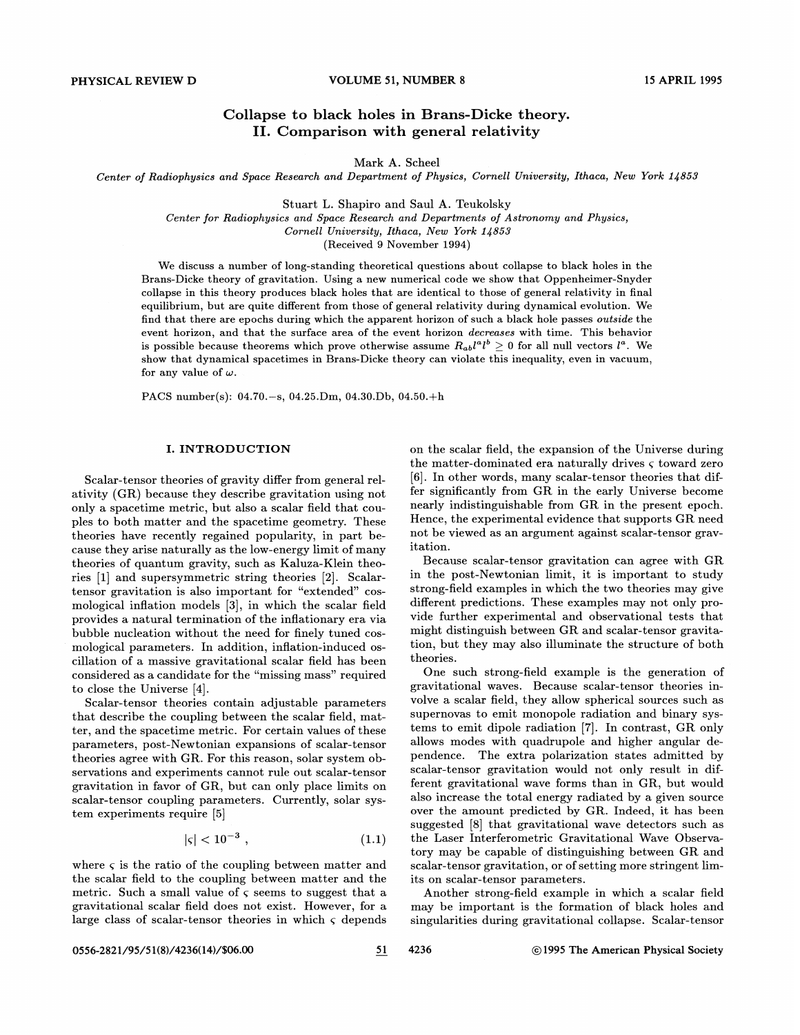# Collapse to black holes in Brans-Dicke theory. II. Comparison with general relativity

Mark A. Scheel

*Center of Radiophysics and Space Research and Department of Physics, Cornell University, Ithaca, New York 14853*

Stuart L. Shapiro and Saul A. Teukolsky

*Center for Radiophysics and Space Research and Departments of Astronomy and Physics, Cornell University, Ithaca, New York 14853*

(Received 9 November 1994)

We discuss a number of long-standing theoretical questions about collapse to black holes in the Brans-Dicke theory of gravitation. Using a new numerical code we show that Oppenheimer-Snyder collapse in this theory produces black holes that are identical to those of general relativity in final equilibrium, but are quite different from those of general relativity during dynamical evolution. We find that there are epochs during which the apparent horizon of such a black hole passes *outside* the event horizon, and that the surface area of the event horizon *decreases* with time. This behavior is possible because theorems which prove otherwise assume $R_{ab}l^a l^b \geq 0$ for all null vectors $l^a$. We show that dynamical spacetimes in Brans-Dicke theory can violate this inequality, even in vacuum, for any value of $\omega$.

PACS number(s): 04.70.−s, 04.25.Dm, 04.30.Db, 04.50.+h

## I. INTRODUCTION

Scalar-tensor theories of gravity differ from general relativity (GR) because they describe gravitation using not only a spacetime metric, but also a scalar field that couples to both matter and the spacetime geometry. These theories have recently regained popularity, in part because they arise naturally as the low-energy limit of many theories of quantum gravity, such as Kaluza-Klein theories [1] and supersymmetric string theories [2]. Scalar-tensor gravitation is also important for "extended" cosmological inflation models [3], in which the scalar field provides a natural termination of the inflationary era via bubble nucleation without the need for finely tuned cosmological parameters. In addition, inflation-induced oscillation of a massive gravitational scalar field has been considered as a candidate for the "missing mass" required to close the Universe [4].

Scalar-tensor theories contain adjustable parameters that describe the coupling between the scalar field, matter, and the spacetime metric. For certain values of these parameters, post-Newtonian expansions of scalar-tensor theories agree with GR. For this reason, solar system observations and experiments cannot rule out scalar-tensor gravitation in favor of GR, but can only place limits on scalar-tensor coupling parameters. Currently, solar system experiments require [5]

$$|\varsigma| < 10^{-3} , \tag{1.1}$$

where $\varsigma$ is the ratio of the coupling between matter and the scalar field to the coupling between matter and the metric. Such a small value of $\varsigma$ seems to suggest that a gravitational scalar field does not exist. However, for a large class of scalar-tensor theories in which $\varsigma$ depends on the scalar field, the expansion of the Universe during the matter-dominated era naturally drives $\varsigma$ toward zero [6]. In other words, many scalar-tensor theories that differ significantly from GR in the early Universe become nearly indistinguishable from GR in the present epoch. Hence, the experimental evidence that supports GR need not be viewed as an argument against scalar-tensor gravitation.

Because scalar-tensor gravitation can agree with GR in the post-Newtonian limit, it is important to study strong-field examples in which the two theories may give different predictions. These examples may not only provide further experimental and observational tests that might distinguish between GR and scalar-tensor gravitation, but they may also illuminate the structure of both theories.

One such strong-field example is the generation of gravitational waves. Because scalar-tensor theories involve a scalar field, they allow spherical sources such as supernovas to emit monopole radiation and binary systems to emit dipole radiation [7]. In contrast, GR only allows modes with quadrupole and higher angular dependence. The extra polarization states admitted by scalar-tensor gravitation would not only result in different gravitational wave forms than in GR, but would also increase the total energy radiated by a given source over the amount predicted by GR. Indeed, it has been suggested [8] that gravitational wave detectors such as the Laser Interferometric Gravitational Wave Observatory may be capable of distinguishing between GR and scalar-tensor gravitation, or of setting more stringent limits on scalar-tensor parameters.

Another strong-field example in which a scalar field may be important is the formation of black holes and singularities during gravitational collapse. Scalar-tensor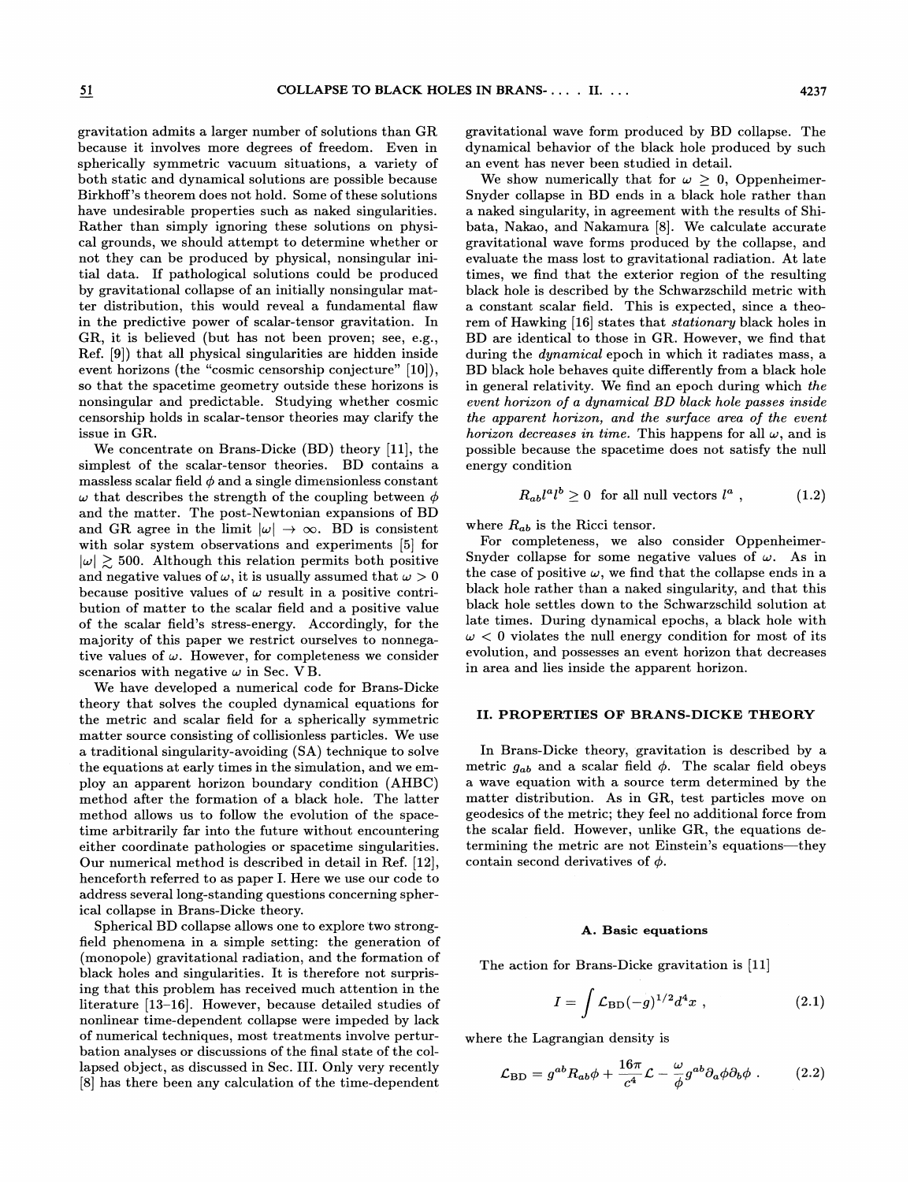gravitation admits a larger number of solutions than GR because it involves more degrees of freedom. Even in spherically symmetric vacuum situations, a variety of both static and dynamical solutions are possible because Birkhoff's theorem does not hold. Some of these solutions have undesirable properties such as naked singularities. Rather than simply ignoring these solutions on physical grounds, we should attempt to determine whether or not they can be produced by physical, nonsingular initial data. If pathological solutions could be produced by gravitational collapse of an initially nonsingular matter distribution, this would reveal a fundamental flaw in the predictive power of scalar-tensor gravitation. In GR, it is believed (but has not been proven; see, e.g., Ref. [9]) that all physical singularities are hidden inside event horizons (the "cosmic censorship conjecture" [10]), so that the spacetime geometry outside these horizons is nonsingular and predictable. Studying whether cosmic censorship holds in scalar-tensor theories may clarify the issue in GR.

We concentrate on Brans-Dicke (BD) theory [11], the simplest of the scalar-tensor theories. BD contains a massless scalar field $\phi$ and a single dimensionless constant $\omega$ that describes the strength of the coupling between $\phi$ and the matter. The post-Newtonian expansions of BD and GR agree in the limit $|\omega| \to \infty$. BD is consistent with solar system observations and experiments [5] for $|\omega| \gtrsim 500$. Although this relation permits both positive and negative values of $\omega$, it is usually assumed that $\omega > 0$ because positive values of $\omega$ result in a positive contribution of matter to the scalar field and a positive value of the scalar field's stress-energy. Accordingly, for the majority of this paper we restrict ourselves to nonnegative values of $\omega$. However, for completeness we consider scenarios with negative $\omega$ in Sec. V B.

We have developed a numerical code for Brans-Dicke theory that solves the coupled dynamical equations for the metric and scalar field for a spherically symmetric matter source consisting of collisionless particles. We use a traditional singularity-avoiding (SA) technique to solve the equations at early times in the simulation, and we employ an apparent horizon boundary condition (AHBC) method after the formation of a black hole. The latter method allows us to follow the evolution of the spacetime arbitrarily far into the future without encountering either coordinate pathologies or spacetime singularities. Our numerical method is described in detail in Ref. [12], henceforth referred to as paper I. Here we use our code to address several long-standing questions concerning spherical collapse in Brans-Dicke theory.

Spherical BD collapse allows one to explore two strong-field phenomena in a simple setting: the generation of (monopole) gravitational radiation, and the formation of black holes and singularities. It is therefore not surprising that this problem has received much attention in the literature [13–16]. However, because detailed studies of nonlinear time-dependent collapse were impeded by lack of numerical techniques, most treatments involve perturbation analyses or discussions of the final state of the collapsed object, as discussed in Sec. III. Only very recently [8] has there been any calculation of the time-dependent gravitational wave form produced by BD collapse. The dynamical behavior of the black hole produced by such an event has never been studied in detail.

We show numerically that for $\omega \geq 0$, Oppenheimer-Snyder collapse in BD ends in a black hole rather than a naked singularity, in agreement with the results of Shibata, Nakao, and Nakamura [8]. We calculate accurate gravitational wave forms produced by the collapse, and evaluate the mass lost to gravitational radiation. At late times, we find that the exterior region of the resulting black hole is described by the Schwarzschild metric with a constant scalar field. This is expected, since a theorem of Hawking [16] states that *stationary* black holes in BD are identical to those in GR. However, we find that during the *dynamical* epoch in which it radiates mass, a BD black hole behaves quite differently from a black hole in general relativity. We find an epoch during which *the event horizon of a dynamical BD black hole passes inside the apparent horizon, and the surface area of the event horizon decreases in time.* This happens for all $\omega$, and is possible because the spacetime does not satisfy the null energy condition

$$R_{ab} l^a l^b \geq 0 \quad \text{for all null vectors } l^a \ , \tag{1.2}$$

where $R_{ab}$ is the Ricci tensor.

For completeness, we also consider Oppenheimer-Snyder collapse for some negative values of $\omega$. As in the case of positive $\omega$, we find that the collapse ends in a black hole rather than a naked singularity, and that this black hole settles down to the Schwarzschild solution at late times. During dynamical epochs, a black hole with $\omega < 0$ violates the null energy condition for most of its evolution, and possesses an event horizon that decreases in area and lies inside the apparent horizon.

## II. PROPERTIES OF BRANS-DICKE THEORY

In Brans-Dicke theory, gravitation is described by a metric $g_{ab}$ and a scalar field $\phi$. The scalar field obeys a wave equation with a source term determined by the matter distribution. As in GR, test particles move on geodesics of the metric; they feel no additional force from the scalar field. However, unlike GR, the equations determining the metric are not Einstein's equations—they contain second derivatives of $\phi$.

### A. Basic equations

The action for Brans-Dicke gravitation is [11]

$$I = \int \mathcal{L}_{\rm BD} (-g)^{1/2} d^4 x \ , \tag{2.1}$$

where the Lagrangian density is

$$\mathcal{L}_{\rm BD} = g^{ab} R_{ab} \phi + \frac{16\pi}{c^4} \mathcal{L} - \frac{\omega}{\phi} g^{ab} \partial_a \phi \partial_b \phi \ . \tag{2.2}$$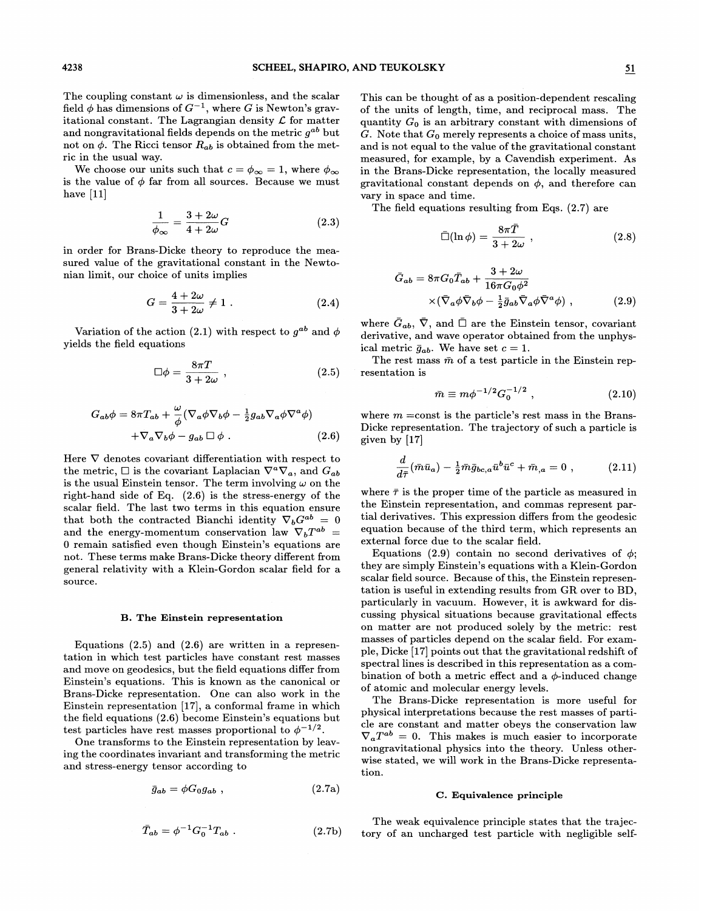The coupling constant $\omega$ is dimensionless, and the scalar field $\phi$ has dimensions of $G^{-1}$, where $G$ is Newton's gravitational constant. The Lagrangian density $\mathcal{L}$ for matter and nongravitational fields depends on the metric $g^{ab}$ but not on $\phi$. The Ricci tensor $R_{ab}$ is obtained from the metric in the usual way.

We choose our units such that $c = \phi_\infty = 1$, where $\phi_\infty$ is the value of $\phi$ far from all sources. Because we must have [11]

$$\frac{1}{\phi_\infty} = \frac{3+2\omega}{4+2\omega} G \tag{2.3}$$

in order for Brans-Dicke theory to reproduce the measured value of the gravitational constant in the Newtonian limit, our choice of units implies

$$G = \frac{4+2\omega}{3+2\omega} \neq 1 \,. \tag{2.4}$$

Variation of the action (2.1) with respect to $g^{ab}$ and $\phi$ yields the field equations

$$\Box\phi = \frac{8\pi T}{3+2\omega} \,, \tag{2.5}$$

$$G_{ab}\phi = 8\pi T_{ab} + \frac{\omega}{\phi}(\nabla_a\phi\nabla_b\phi - \tfrac{1}{2}g_{ab}\nabla_a\phi\nabla^a\phi) + \nabla_a\nabla_b\phi - g_{ab}\,\Box\,\phi \,. \tag{2.6}$$

Here $\nabla$ denotes covariant differentiation with respect to the metric, $\Box$ is the covariant Laplacian $\nabla^a\nabla_a$, and $G_{ab}$ is the usual Einstein tensor. The term involving $\omega$ on the right-hand side of Eq. (2.6) is the stress-energy of the scalar field. The last two terms in this equation ensure that both the contracted Bianchi identity $\nabla_b G^{ab} = 0$ and the energy-momentum conservation law $\nabla_b T^{ab} = 0$ remain satisfied even though Einstein's equations are not. These terms make Brans-Dicke theory different from general relativity with a Klein-Gordon scalar field for a source.

### B. The Einstein representation

Equations (2.5) and (2.6) are written in a representation in which test particles have constant rest masses and move on geodesics, but the field equations differ from Einstein's equations. This is known as the canonical or Brans-Dicke representation. One can also work in the Einstein representation [17], a conformal frame in which the field equations (2.6) become Einstein's equations but test particles have rest masses proportional to $\phi^{-1/2}$.

One transforms to the Einstein representation by leaving the coordinates invariant and transforming the metric and stress-energy tensor according to

$$\bar{g}_{ab} = \phi G_0 g_{ab} \,, \tag{2.7a}$$

$$\bar{T}_{ab} = \phi^{-1} G_0^{-1} T_{ab} \,. \tag{2.7b}$$

This can be thought of as a position-dependent rescaling of the units of length, time, and reciprocal mass. The quantity $G_0$ is an arbitrary constant with dimensions of $G$. Note that $G_0$ merely represents a choice of mass units, and is not equal to the value of the gravitational constant measured, for example, by a Cavendish experiment. As in the Brans-Dicke representation, the locally measured gravitational constant depends on $\phi$, and therefore can vary in space and time.

The field equations resulting from Eqs. (2.7) are

$$\bar{\Box}(\ln\phi) = \frac{8\pi\bar{T}}{3+2\omega} \,, \tag{2.8}$$

$$\bar{G}_{ab} = 8\pi G_0 \bar{T}_{ab} + \frac{3+2\omega}{16\pi G_0 \phi^2} \times (\bar{\nabla}_a\phi\bar{\nabla}_b\phi - \tfrac{1}{2}\bar{g}_{ab}\bar{\nabla}_a\phi\bar{\nabla}^a\phi) \,, \tag{2.9}$$

where $\bar{G}_{ab}$, $\bar{\nabla}$, and $\bar{\Box}$ are the Einstein tensor, covariant derivative, and wave operator obtained from the unphysical metric $\bar{g}_{ab}$. We have set $c = 1$.

The rest mass $\bar{m}$ of a test particle in the Einstein representation is

$$\bar{m} \equiv m\phi^{-1/2}G_0^{-1/2} \,, \tag{2.10}$$

where $m$ =const is the particle's rest mass in the Brans-Dicke representation. The trajectory of such a particle is given by [17]

$$\frac{d}{d\bar{\tau}}(\bar{m}\bar{u}_a) - \tfrac{1}{2}\bar{m}\bar{g}_{bc,a}\bar{u}^b\bar{u}^c + \bar{m}_{,a} = 0 \,, \tag{2.11}$$

where $\bar{\tau}$ is the proper time of the particle as measured in the Einstein representation, and commas represent partial derivatives. This expression differs from the geodesic equation because of the third term, which represents an external force due to the scalar field.

Equations (2.9) contain no second derivatives of $\phi$; they are simply Einstein's equations with a Klein-Gordon scalar field source. Because of this, the Einstein representation is useful in extending results from GR over to BD, particularly in vacuum. However, it is awkward for discussing physical situations because gravitational effects on matter are not produced solely by the metric: rest masses of particles depend on the scalar field. For example, Dicke [17] points out that the gravitational redshift of spectral lines is described in this representation as a combination of both a metric effect and a $\phi$-induced change of atomic and molecular energy levels.

The Brans-Dicke representation is more useful for physical interpretations because the rest masses of particle are constant and matter obeys the conservation law $\nabla_a T^{ab} = 0$. This makes is much easier to incorporate nongravitational physics into the theory. Unless otherwise stated, we will work in the Brans-Dicke representation.

### C. Equivalence principle

The weak equivalence principle states that the trajectory of an uncharged test particle with negligible self-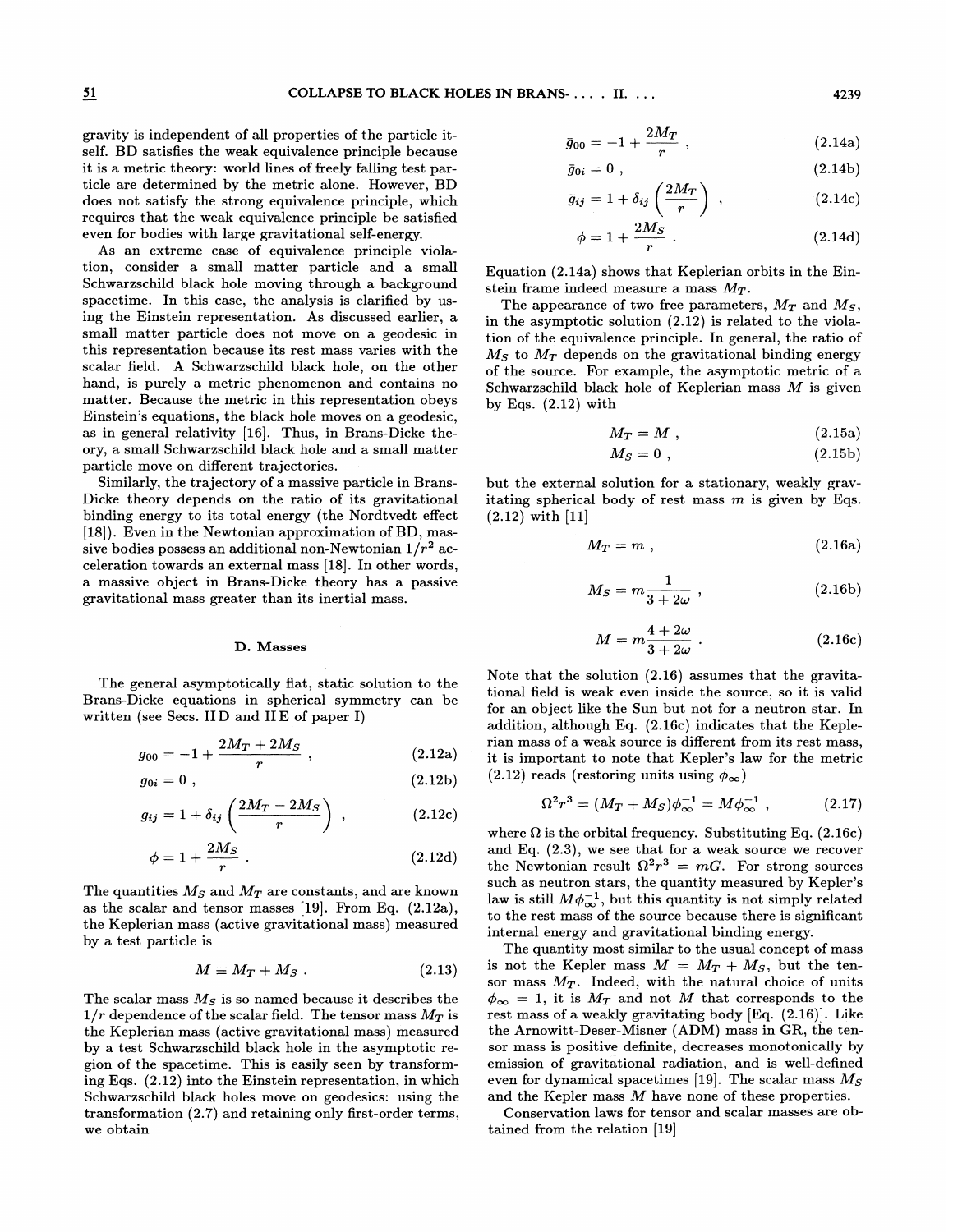gravity is independent of all properties of the particle itself. BD satisfies the weak equivalence principle because it is a metric theory: world lines of freely falling test particle are determined by the metric alone. However, BD does not satisfy the strong equivalence principle, which requires that the weak equivalence principle be satisfied even for bodies with large gravitational self-energy.

As an extreme case of equivalence principle violation, consider a small matter particle and a small Schwarzschild black hole moving through a background spacetime. In this case, the analysis is clarified by using the Einstein representation. As discussed earlier, a small matter particle does not move on a geodesic in this representation because its rest mass varies with the scalar field. A Schwarzschild black hole, on the other hand, is purely a metric phenomenon and contains no matter. Because the metric in this representation obeys Einstein's equations, the black hole moves on a geodesic, as in general relativity [16]. Thus, in Brans-Dicke theory, a small Schwarzschild black hole and a small matter particle move on different trajectories.

Similarly, the trajectory of a massive particle in Brans-Dicke theory depends on the ratio of its gravitational binding energy to its total energy (the Nordtvedt effect [18]). Even in the Newtonian approximation of BD, massive bodies possess an additional non-Newtonian $1/r^2$ acceleration towards an external mass [18]. In other words, a massive object in Brans-Dicke theory has a passive gravitational mass greater than its inertial mass.

### D. Masses

The general asymptotically flat, static solution to the Brans-Dicke equations in spherical symmetry can be written (see Secs. II D and II E of paper I)

$$g_{00} = -1 + \frac{2M_T + 2M_S}{r} , \tag{2.12a}$$

$$g_{0i} = 0 , \tag{2.12b}$$

$$g_{ij} = 1 + \delta_{ij}\left(\frac{2M_T - 2M_S}{r}\right) , \tag{2.12c}$$

$$\phi = 1 + \frac{2M_S}{r} . \tag{2.12d}$$

The quantities $M_S$ and $M_T$ are constants, and are known as the scalar and tensor masses [19]. From Eq. (2.12a), the Keplerian mass (active gravitational mass) measured by a test particle is

$$M \equiv M_T + M_S . \tag{2.13}$$

The scalar mass $M_S$ is so named because it describes the $1/r$ dependence of the scalar field. The tensor mass $M_T$ is the Keplerian mass (active gravitational mass) measured by a test Schwarzschild black hole in the asymptotic region of the spacetime. This is easily seen by transforming Eqs. (2.12) into the Einstein representation, in which Schwarzschild black holes move on geodesics: using the transformation (2.7) and retaining only first-order terms, we obtain

$$\bar{g}_{00} = -1 + \frac{2M_T}{r} , \tag{2.14a}$$

$$\bar{g}_{0i} = 0 , \tag{2.14b}$$

$$\bar{g}_{ij} = 1 + \delta_{ij}\left(\frac{2M_T}{r}\right) , \tag{2.14c}$$

$$\phi = 1 + \frac{2M_S}{r} . \tag{2.14d}$$

Equation (2.14a) shows that Keplerian orbits in the Einstein frame indeed measure a mass $M_T$.

The appearance of two free parameters, $M_T$ and $M_S$, in the asymptotic solution (2.12) is related to the violation of the equivalence principle. In general, the ratio of $M_S$ to $M_T$ depends on the gravitational binding energy of the source. For example, the asymptotic metric of a Schwarzschild black hole of Keplerian mass $M$ is given by Eqs. (2.12) with

$$M_T = M , \tag{2.15a}$$

$$M_S = 0 , \tag{2.15b}$$

but the external solution for a stationary, weakly gravitating spherical body of rest mass $m$ is given by Eqs. (2.12) with [11]

$$M_T = m , \tag{2.16a}$$

$$M_S = m\frac{1}{3 + 2\omega} , \tag{2.16b}$$

$$M = m\frac{4 + 2\omega}{3 + 2\omega} . \tag{2.16c}$$

Note that the solution (2.16) assumes that the gravitational field is weak even inside the source, so it is valid for an object like the Sun but not for a neutron star. In addition, although Eq. (2.16c) indicates that the Keplerian mass of a weak source is different from its rest mass, it is important to note that Kepler's law for the metric (2.12) reads (restoring units using $\phi_\infty$)

$$\Omega^2 r^3 = (M_T + M_S)\phi_\infty^{-1} = M\phi_\infty^{-1} , \tag{2.17}$$

where $\Omega$ is the orbital frequency. Substituting Eq. (2.16c) and Eq. (2.3), we see that for a weak source we recover the Newtonian result $\Omega^2 r^3 = mG$. For strong sources such as neutron stars, the quantity measured by Kepler's law is still $M\phi_\infty^{-1}$, but this quantity is not simply related to the rest mass of the source because there is significant internal energy and gravitational binding energy.

The quantity most similar to the usual concept of mass is not the Kepler mass $M = M_T + M_S$, but the tensor mass $M_T$. Indeed, with the natural choice of units $\phi_\infty = 1$, it is $M_T$ and not $M$ that corresponds to the rest mass of a weakly gravitating body [Eq. (2.16)]. Like the Arnowitt-Deser-Misner (ADM) mass in GR, the tensor mass is positive definite, decreases monotonically by emission of gravitational radiation, and is well-defined even for dynamical spacetimes [19]. The scalar mass $M_S$ and the Kepler mass $M$ have none of these properties.

Conservation laws for tensor and scalar masses are obtained from the relation [19]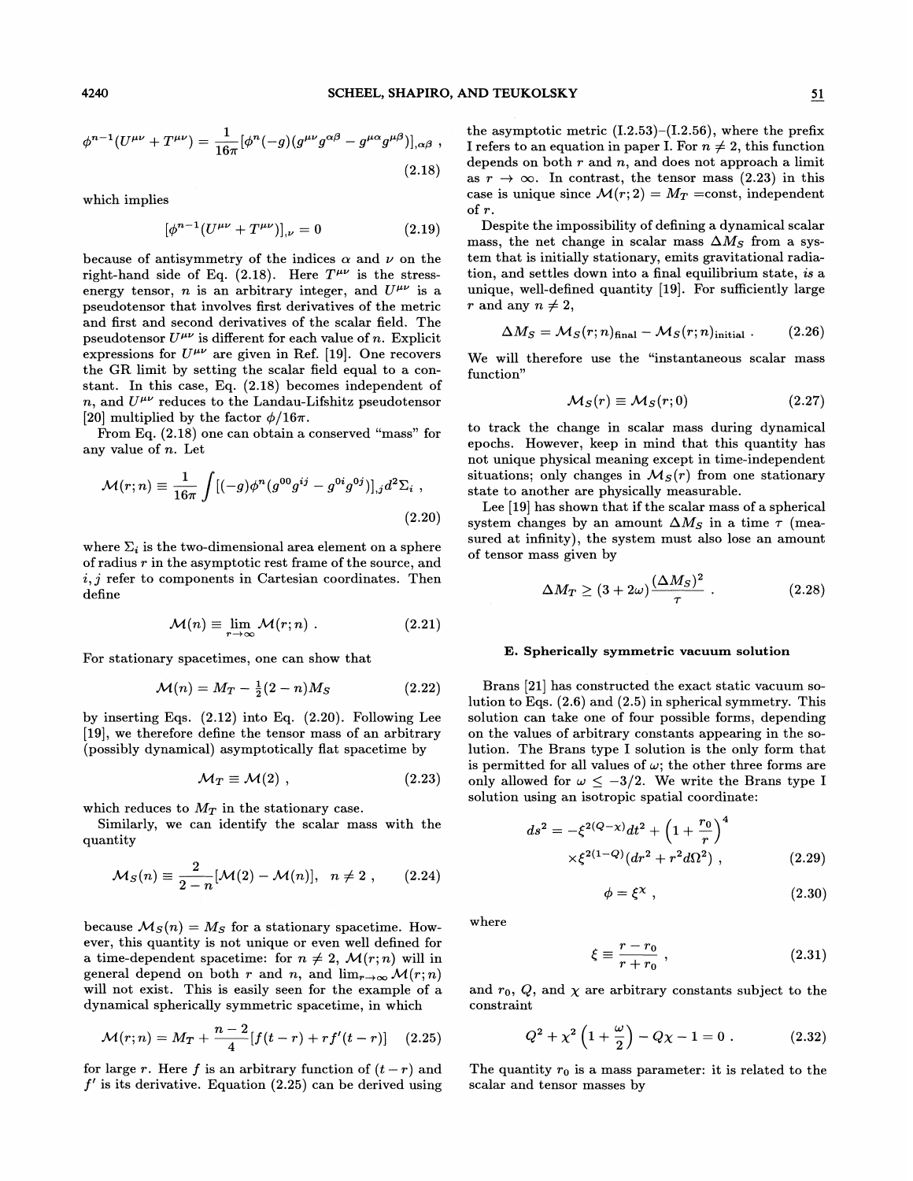$$\phi^{n-1}(U^{\mu\nu} + T^{\mu\nu}) = \frac{1}{16\pi}[\phi^n(-g)(g^{\mu\nu}g^{\alpha\beta} - g^{\mu\alpha}g^{\mu\beta})]_{,\alpha\beta} \ , \tag{2.18}$$

which implies

$$[\phi^{n-1}(U^{\mu\nu} + T^{\mu\nu})]_{,\nu} = 0 \tag{2.19}$$

because of antisymmetry of the indices $\alpha$ and $\nu$ on the right-hand side of Eq. (2.18). Here $T^{\mu\nu}$ is the stress-energy tensor, $n$ is an arbitrary integer, and $U^{\mu\nu}$ is a pseudotensor that involves first derivatives of the metric and first and second derivatives of the scalar field. The pseudotensor $U^{\mu\nu}$ is different for each value of $n$. Explicit expressions for $U^{\mu\nu}$ are given in Ref. [19]. One recovers the GR limit by setting the scalar field equal to a constant. In this case, Eq. (2.18) becomes independent of $n$, and $U^{\mu\nu}$ reduces to the Landau-Lifshitz pseudotensor [20] multiplied by the factor $\phi/16\pi$.

From Eq. (2.18) one can obtain a conserved "mass" for any value of $n$. Let

$$\mathcal{M}(r;n) \equiv \frac{1}{16\pi}\int [(-g)\phi^n(g^{00}g^{ij} - g^{0i}g^{0j})]_{,j} d^2\Sigma_i \ , \tag{2.20}$$

where $\Sigma_i$ is the two-dimensional area element on a sphere of radius $r$ in the asymptotic rest frame of the source, and $i, j$ refer to components in Cartesian coordinates. Then define

$$\mathcal{M}(n) \equiv \lim_{r\to\infty} \mathcal{M}(r;n) \ . \tag{2.21}$$

For stationary spacetimes, one can show that

$$\mathcal{M}(n) = M_T - \tfrac{1}{2}(2-n)M_S \tag{2.22}$$

by inserting Eqs. (2.12) into Eq. (2.20). Following Lee [19], we therefore define the tensor mass of an arbitrary (possibly dynamical) asymptotically flat spacetime by

$$\mathcal{M}_T \equiv \mathcal{M}(2) \ , \tag{2.23}$$

which reduces to $M_T$ in the stationary case.

Similarly, we can identify the scalar mass with the quantity

$$\mathcal{M}_S(n) \equiv \frac{2}{2-n}[\mathcal{M}(2) - \mathcal{M}(n)], \quad n \neq 2 \ , \tag{2.24}$$

because $\mathcal{M}_S(n) = M_S$ for a stationary spacetime. However, this quantity is not unique or even well defined for a time-dependent spacetime: for $n \neq 2$, $\mathcal{M}(r;n)$ will in general depend on both $r$ and $n$, and $\lim_{r\to\infty}\mathcal{M}(r;n)$ will not exist. This is easily seen for the example of a dynamical spherically symmetric spacetime, in which

$$\mathcal{M}(r;n) = M_T + \frac{n-2}{4}[f(t-r) + rf'(t-r)] \tag{2.25}$$

for large $r$. Here $f$ is an arbitrary function of $(t-r)$ and $f'$ is its derivative. Equation (2.25) can be derived using the asymptotic metric (I.2.53)–(I.2.56), where the prefix I refers to an equation in paper I. For $n \neq 2$, this function depends on both $r$ and $n$, and does not approach a limit as $r \to \infty$. In contrast, the tensor mass (2.23) in this case is unique since $\mathcal{M}(r;2) = M_T$ =const, independent of $r$.

Despite the impossibility of defining a dynamical scalar mass, the net change in scalar mass $\Delta M_S$ from a system that is initially stationary, emits gravitational radiation, and settles down into a final equilibrium state, *is* a unique, well-defined quantity [19]. For sufficiently large $r$ and any $n \neq 2$,

$$\Delta M_S = \mathcal{M}_S(r;n)_{\text{final}} - \mathcal{M}_S(r;n)_{\text{initial}} \ . \tag{2.26}$$

We will therefore use the "instantaneous scalar mass function"

$$\mathcal{M}_S(r) \equiv \mathcal{M}_S(r;0) \tag{2.27}$$

to track the change in scalar mass during dynamical epochs. However, keep in mind that this quantity has not unique physical meaning except in time-independent situations; only changes in $\mathcal{M}_S(r)$ from one stationary state to another are physically measurable.

Lee [19] has shown that if the scalar mass of a spherical system changes by an amount $\Delta M_S$ in a time $\tau$ (measured at infinity), the system must also lose an amount of tensor mass given by

$$\Delta M_T \geq (3 + 2\omega)\frac{(\Delta M_S)^2}{\tau} \ . \tag{2.28}$$

### E. Spherically symmetric vacuum solution

Brans [21] has constructed the exact static vacuum solution to Eqs. (2.6) and (2.5) in spherical symmetry. This solution can take one of four possible forms, depending on the values of arbitrary constants appearing in the solution. The Brans type I solution is the only form that is permitted for all values of $\omega$; the other three forms are only allowed for $\omega \leq -3/2$. We write the Brans type I solution using an isotropic spatial coordinate:

$$ds^2 = -\xi^{2(Q-\chi)}dt^2 + \left(1 + \frac{r_0}{r}\right)^4 \times \xi^{2(1-Q)}(dr^2 + r^2 d\Omega^2) \ , \tag{2.29}$$

$$\phi = \xi^\chi \ , \tag{2.30}$$

where

$$\xi \equiv \frac{r - r_0}{r + r_0} \ , \tag{2.31}$$

and $r_0$, $Q$, and $\chi$ are arbitrary constants subject to the constraint

$$Q^2 + \chi^2\left(1 + \frac{\omega}{2}\right) - Q\chi - 1 = 0 \ . \tag{2.32}$$

The quantity $r_0$ is a mass parameter: it is related to the scalar and tensor masses by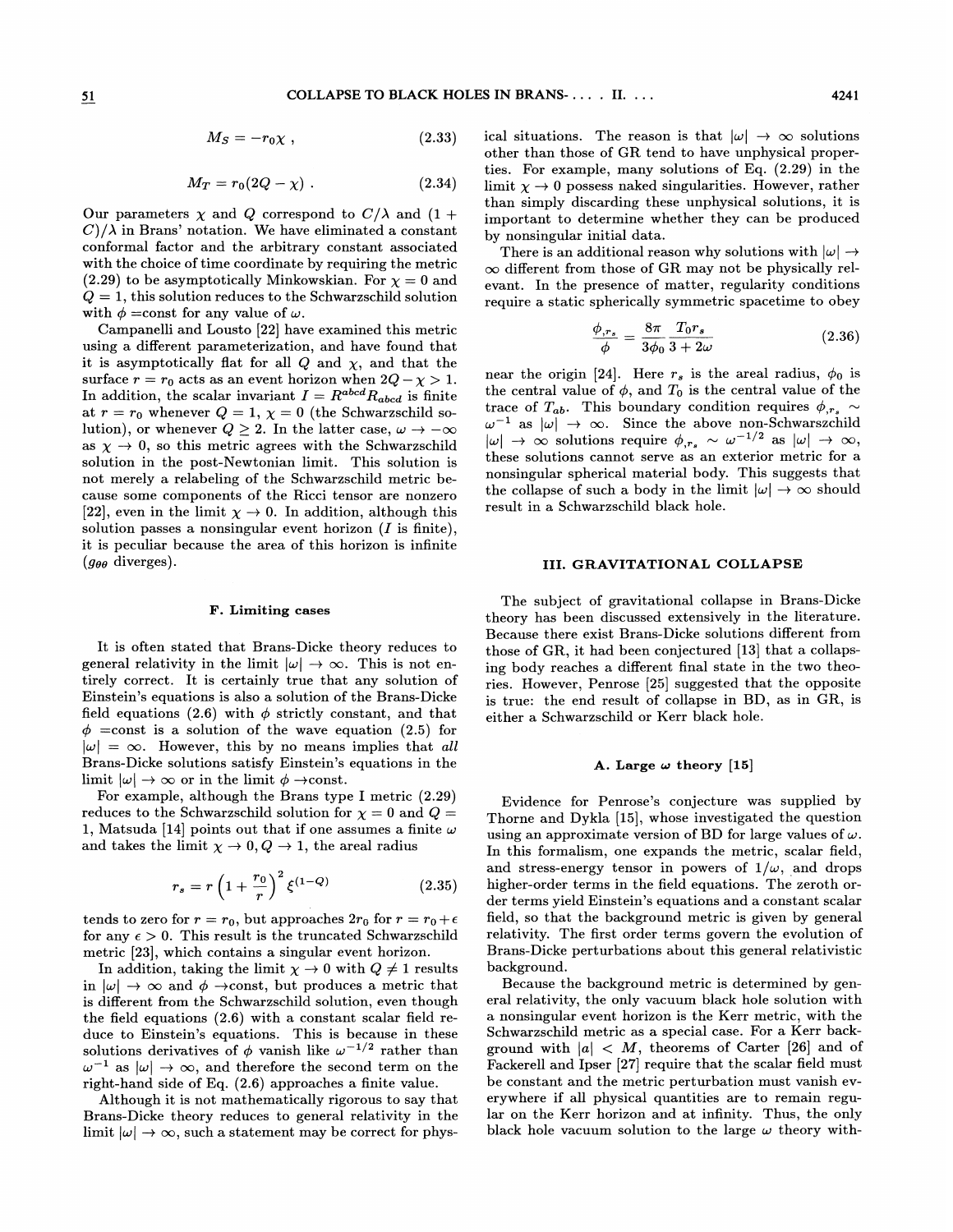$$M_S = -r_0 \chi \ , \tag{2.33}$$

$$M_T = r_0(2Q - \chi) \ . \tag{2.34}$$

Our parameters $\chi$ and $Q$ correspond to $C/\lambda$ and $(1 + C)/\lambda$ in Brans' notation. We have eliminated a constant conformal factor and the arbitrary constant associated with the choice of time coordinate by requiring the metric (2.29) to be asymptotically Minkowskian. For $\chi = 0$ and $Q = 1$, this solution reduces to the Schwarzschild solution with $\phi$ =const for any value of $\omega$.

Campanelli and Lousto [22] have examined this metric using a different parameterization, and have found that it is asymptotically flat for all $Q$ and $\chi$, and that the surface $r = r_0$ acts as an event horizon when $2Q - \chi > 1$. In addition, the scalar invariant $I = R^{abcd}R_{abcd}$ is finite at $r = r_0$ whenever $Q = 1$, $\chi = 0$ (the Schwarzschild solution), or whenever $Q \geq 2$. In the latter case, $\omega \to -\infty$ as $\chi \to 0$, so this metric agrees with the Schwarzschild solution in the post-Newtonian limit. This solution is not merely a relabeling of the Schwarzschild metric because some components of the Ricci tensor are nonzero [22], even in the limit $\chi \to 0$. In addition, although this solution passes a nonsingular event horizon ($I$ is finite), it is peculiar because the area of this horizon is infinite ($g_{\theta\theta}$ diverges).

#### F. Limiting cases

It is often stated that Brans-Dicke theory reduces to general relativity in the limit $|\omega| \to \infty$. This is not entirely correct. It is certainly true that any solution of Einstein's equations is also a solution of the Brans-Dicke field equations (2.6) with $\phi$ strictly constant, and that $\phi$ =const is a solution of the wave equation (2.5) for $|\omega| = \infty$. However, this by no means implies that *all* Brans-Dicke solutions satisfy Einstein's equations in the limit $|\omega| \to \infty$ or in the limit $\phi \to$const.

For example, although the Brans type I metric (2.29) reduces to the Schwarzschild solution for $\chi = 0$ and $Q = 1$, Matsuda [14] points out that if one assumes a finite $\omega$ and takes the limit $\chi \to 0, Q \to 1$, the areal radius

$$r_s = r\left(1 + \frac{r_0}{r}\right)^2 \xi^{(1-Q)} \tag{2.35}$$

tends to zero for $r = r_0$, but approaches $2r_0$ for $r = r_0 + \epsilon$ for any $\epsilon > 0$. This result is the truncated Schwarzschild metric [23], which contains a singular event horizon.

In addition, taking the limit $\chi \to 0$ with $Q \neq 1$ results in $|\omega| \to \infty$ and $\phi \to$const, but produces a metric that is different from the Schwarzschild solution, even though the field equations (2.6) with a constant scalar field reduce to Einstein's equations. This is because in these solutions derivatives of $\phi$ vanish like $\omega^{-1/2}$ rather than $\omega^{-1}$ as $|\omega| \to \infty$, and therefore the second term on the right-hand side of Eq. (2.6) approaches a finite value.

Although it is not mathematically rigorous to say that Brans-Dicke theory reduces to general relativity in the limit $|\omega| \to \infty$, such a statement may be correct for physical situations. The reason is that $|\omega| \to \infty$ solutions other than those of GR tend to have unphysical properties. For example, many solutions of Eq. (2.29) in the limit $\chi \to 0$ possess naked singularities. However, rather than simply discarding these unphysical solutions, it is important to determine whether they can be produced by nonsingular initial data.

There is an additional reason why solutions with $|\omega| \to \infty$ different from those of GR may not be physically relevant. In the presence of matter, regularity conditions require a static spherically symmetric spacetime to obey

$$\frac{\phi_{,r_s}}{\phi} = \frac{8\pi}{3\phi_0}\frac{T_0 r_s}{3 + 2\omega} \tag{2.36}$$

near the origin [24]. Here $r_s$ is the areal radius, $\phi_0$ is the central value of $\phi$, and $T_0$ is the central value of the trace of $T_{ab}$. This boundary condition requires $\phi_{,r_s} \sim \omega^{-1}$ as $|\omega| \to \infty$. Since the above non-Schwarzschild $|\omega| \to \infty$ solutions require $\phi_{,r_s} \sim \omega^{-1/2}$ as $|\omega| \to \infty$, these solutions cannot serve as an exterior metric for a nonsingular spherical material body. This suggests that the collapse of such a body in the limit $|\omega| \to \infty$ should result in a Schwarzschild black hole.

## III. GRAVITATIONAL COLLAPSE

The subject of gravitational collapse in Brans-Dicke theory has been discussed extensively in the literature. Because there exist Brans-Dicke solutions different from those of GR, it had been conjectured [13] that a collapsing body reaches a different final state in the two theories. However, Penrose [25] suggested that the opposite is true: the end result of collapse in BD, as in GR, is either a Schwarzschild or Kerr black hole.

#### A. Large $\omega$ theory [15]

Evidence for Penrose's conjecture was supplied by Thorne and Dykla [15], whose investigated the question using an approximate version of BD for large values of $\omega$. In this formalism, one expands the metric, scalar field, and stress-energy tensor in powers of $1/\omega$, and drops higher-order terms in the field equations. The zeroth order terms yield Einstein's equations and a constant scalar field, so that the background metric is given by general relativity. The first order terms govern the evolution of Brans-Dicke perturbations about this general relativistic background.

Because the background metric is determined by general relativity, the only vacuum black hole solution with a nonsingular event horizon is the Kerr metric, with the Schwarzschild metric as a special case. For a Kerr background with $|a| < M$, theorems of Carter [26] and of Fackerell and Ipser [27] require that the scalar field must be constant and the metric perturbation must vanish everywhere if all physical quantities are to remain regular on the Kerr horizon and at infinity. Thus, the only black hole vacuum solution to the large $\omega$ theory with-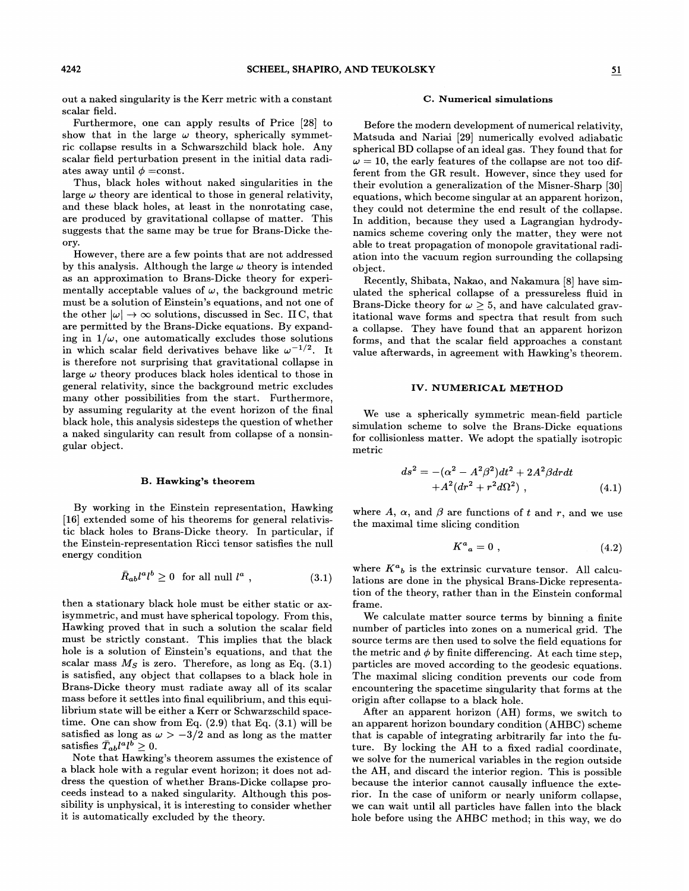out a naked singularity is the Kerr metric with a constant scalar field.

Furthermore, one can apply results of Price [28] to show that in the large $\omega$ theory, spherically symmetric collapse results in a Schwarszchild black hole. Any scalar field perturbation present in the initial data radiates away until $\phi$ =const.

Thus, black holes without naked singularities in the large $\omega$ theory are identical to those in general relativity, and these black holes, at least in the nonrotating case, are produced by gravitational collapse of matter. This suggests that the same may be true for Brans-Dicke theory.

However, there are a few points that are not addressed by this analysis. Although the large $\omega$ theory is intended as an approximation to Brans-Dicke theory for experimentally acceptable values of $\omega$, the background metric must be a solution of Einstein's equations, and not one of the other $|\omega| \to \infty$ solutions, discussed in Sec. II C, that are permitted by the Brans-Dicke equations. By expanding in $1/\omega$, one automatically excludes those solutions in which scalar field derivatives behave like $\omega^{-1/2}$. It is therefore not surprising that gravitational collapse in large $\omega$ theory produces black holes identical to those in general relativity, since the background metric excludes many other possibilities from the start. Furthermore, by assuming regularity at the event horizon of the final black hole, this analysis sidesteps the question of whether a naked singularity can result from collapse of a nonsingular object.

### B. Hawking's theorem

By working in the Einstein representation, Hawking [16] extended some of his theorems for general relativistic black holes to Brans-Dicke theory. In particular, if the Einstein-representation Ricci tensor satisfies the null energy condition

$$\bar{R}_{ab}l^a l^b \geq 0 \quad \text{for all null } l^a , \tag{3.1}$$

then a stationary black hole must be either static or axisymmetric, and must have spherical topology. From this, Hawking proved that in such a solution the scalar field must be strictly constant. This implies that the black hole is a solution of Einstein's equations, and that the scalar mass $M_S$ is zero. Therefore, as long as Eq. (3.1) is satisfied, any object that collapses to a black hole in Brans-Dicke theory must radiate away all of its scalar mass before it settles into final equilibrium, and this equilibrium state will be either a Kerr or Schwarzschild spacetime. One can show from Eq. (2.9) that Eq. (3.1) will be satisfied as long as $\omega > -3/2$ and as long as the matter satisfies $\bar{T}_{ab}l^a l^b \geq 0$.

Note that Hawking's theorem assumes the existence of a black hole with a regular event horizon; it does not address the question of whether Brans-Dicke collapse proceeds instead to a naked singularity. Although this possibility is unphysical, it is interesting to consider whether it is automatically excluded by the theory.

### C. Numerical simulations

Before the modern development of numerical relativity, Matsuda and Nariai [29] numerically evolved adiabatic spherical BD collapse of an ideal gas. They found that for $\omega = 10$, the early features of the collapse are not too different from the GR result. However, since they used for their evolution a generalization of the Misner-Sharp [30] equations, which become singular at an apparent horizon, they could not determine the end result of the collapse. In addition, because they used a Lagrangian hydrodynamics scheme covering only the matter, they were not able to treat propagation of monopole gravitational radiation into the vacuum region surrounding the collapsing object.

Recently, Shibata, Nakao, and Nakamura [8] have simulated the spherical collapse of a pressureless fluid in Brans-Dicke theory for $\omega \geq 5$, and have calculated gravitational wave forms and spectra that result from such a collapse. They have found that an apparent horizon forms, and that the scalar field approaches a constant value afterwards, in agreement with Hawking's theorem.

## IV. NUMERICAL METHOD

We use a spherically symmetric mean-field particle simulation scheme to solve the Brans-Dicke equations for collisionless matter. We adopt the spatially isotropic metric

$$\begin{aligned} ds^2 = -(\alpha^2 - A^2\beta^2)dt^2 + 2A^2\beta dr dt \\ + A^2(dr^2 + r^2 d\Omega^2) , \end{aligned} \tag{4.1}$$

where $A$, $\alpha$, and $\beta$ are functions of $t$ and $r$, and we use the maximal time slicing condition

$$K^a{}_a = 0 , \tag{4.2}$$

where $K^a{}_b$ is the extrinsic curvature tensor. All calculations are done in the physical Brans-Dicke representation of the theory, rather than in the Einstein conformal frame.

We calculate matter source terms by binning a finite number of particles into zones on a numerical grid. The source terms are then used to solve the field equations for the metric and $\phi$ by finite differencing. At each time step, particles are moved according to the geodesic equations. The maximal slicing condition prevents our code from encountering the spacetime singularity that forms at the origin after collapse to a black hole.

After an apparent horizon (AH) forms, we switch to an apparent horizon boundary condition (AHBC) scheme that is capable of integrating arbitrarily far into the future. By locking the AH to a fixed radial coordinate, we solve for the numerical variables in the region outside the AH, and discard the interior region. This is possible because the interior cannot causally influence the exterior. In the case of uniform or nearly uniform collapse, we can wait until all particles have fallen into the black hole before using the AHBC method; in this way, we do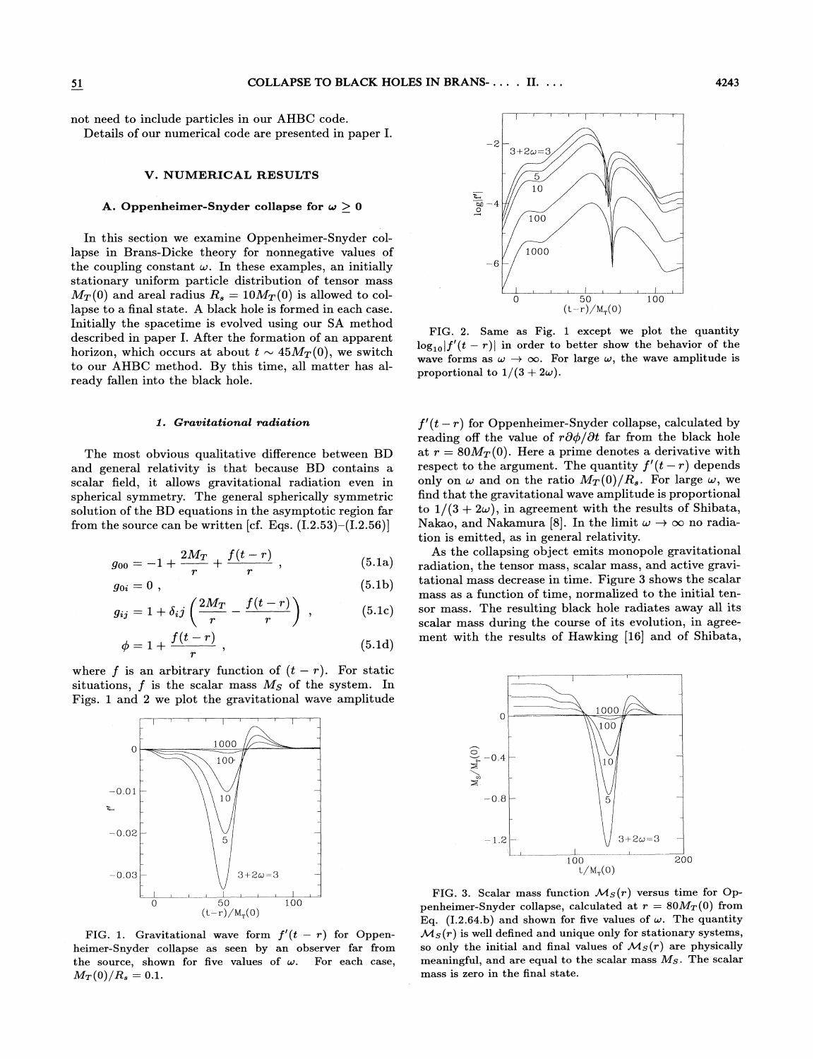not need to include particles in our AHBC code.

Details of our numerical code are presented in paper I.

## V. NUMERICAL RESULTS

### A. Oppenheimer-Snyder collapse for $\omega \geq 0$

In this section we examine Oppenheimer-Snyder collapse in Brans-Dicke theory for nonnegative values of the coupling constant $\omega$. In these examples, an initially stationary uniform particle distribution of tensor mass $M_T(0)$ and areal radius $R_s = 10M_T(0)$ is allowed to collapse to a final state. A black hole is formed in each case. Initially the spacetime is evolved using our SA method described in paper I. After the formation of an apparent horizon, which occurs at about $t \sim 45M_T(0)$, we switch to our AHBC method. By this time, all matter has already fallen into the black hole.

#### *1. Gravitational radiation*

The most obvious qualitative difference between BD and general relativity is that because BD contains a scalar field, it allows gravitational radiation even in spherical symmetry. The general spherically symmetric solution of the BD equations in the asymptotic region far from the source can be written [cf. Eqs. (I.2.53)–(I.2.56)]

$$g_{00} = -1 + \frac{2M_T}{r} + \frac{f(t-r)}{r} \ , \tag{5.1a}$$

$$g_{0i} = 0 \ , \tag{5.1b}$$

$$g_{ij} = 1 + \delta_{ij}\left(\frac{2M_T}{r} - \frac{f(t-r)}{r}\right) \ , \tag{5.1c}$$

$$\phi = 1 + \frac{f(t-r)}{r} \ , \tag{5.1d}$$

where $f$ is an arbitrary function of $(t-r)$. For static situations, $f$ is the scalar mass $M_S$ of the system. In Figs. 1 and 2 we plot the gravitational wave amplitude $f'(t-r)$ for Oppenheimer-Snyder collapse, calculated by reading off the value of $r\partial\phi/\partial t$ far from the black hole at $r = 80M_T(0)$. Here a prime denotes a derivative with respect to the argument. The quantity $f'(t-r)$ depends only on $\omega$ and on the ratio $M_T(0)/R_s$. For large $\omega$, we find that the gravitational wave amplitude is proportional to $1/(3+2\omega)$, in agreement with the results of Shibata, Nakao, and Nakamura [8]. In the limit $\omega \to \infty$ no radiation is emitted, as in general relativity.

FIG. 1. Gravitational wave form $f'(t-r)$ for Oppenheimer-Snyder collapse as seen by an observer far from the source, shown for five values of $\omega$. For each case, $M_T(0)/R_s = 0.1$.

FIG. 2. Same as Fig. 1 except we plot the quantity $\log_{10}|f'(t-r)|$ in order to better show the behavior of the wave forms as $\omega \to \infty$. For large $\omega$, the wave amplitude is proportional to $1/(3+2\omega)$.

As the collapsing object emits monopole gravitational radiation, the tensor mass, scalar mass, and active gravitational mass decrease in time. Figure 3 shows the scalar mass as a function of time, normalized to the initial tensor mass. The resulting black hole radiates away all its scalar mass during the course of its evolution, in agreement with the results of Hawking [16] and of Shibata,

FIG. 3. Scalar mass function $\mathcal{M}_S(r)$ versus time for Oppenheimer-Snyder collapse, calculated at $r = 80M_T(0)$ from Eq. (I.2.64.b) and shown for five values of $\omega$. The quantity $\mathcal{M}_S(r)$ is well defined and unique only for stationary systems, so only the initial and final values of $\mathcal{M}_S(r)$ are physically meaningful, and are equal to the scalar mass $M_S$. The scalar mass is zero in the final state.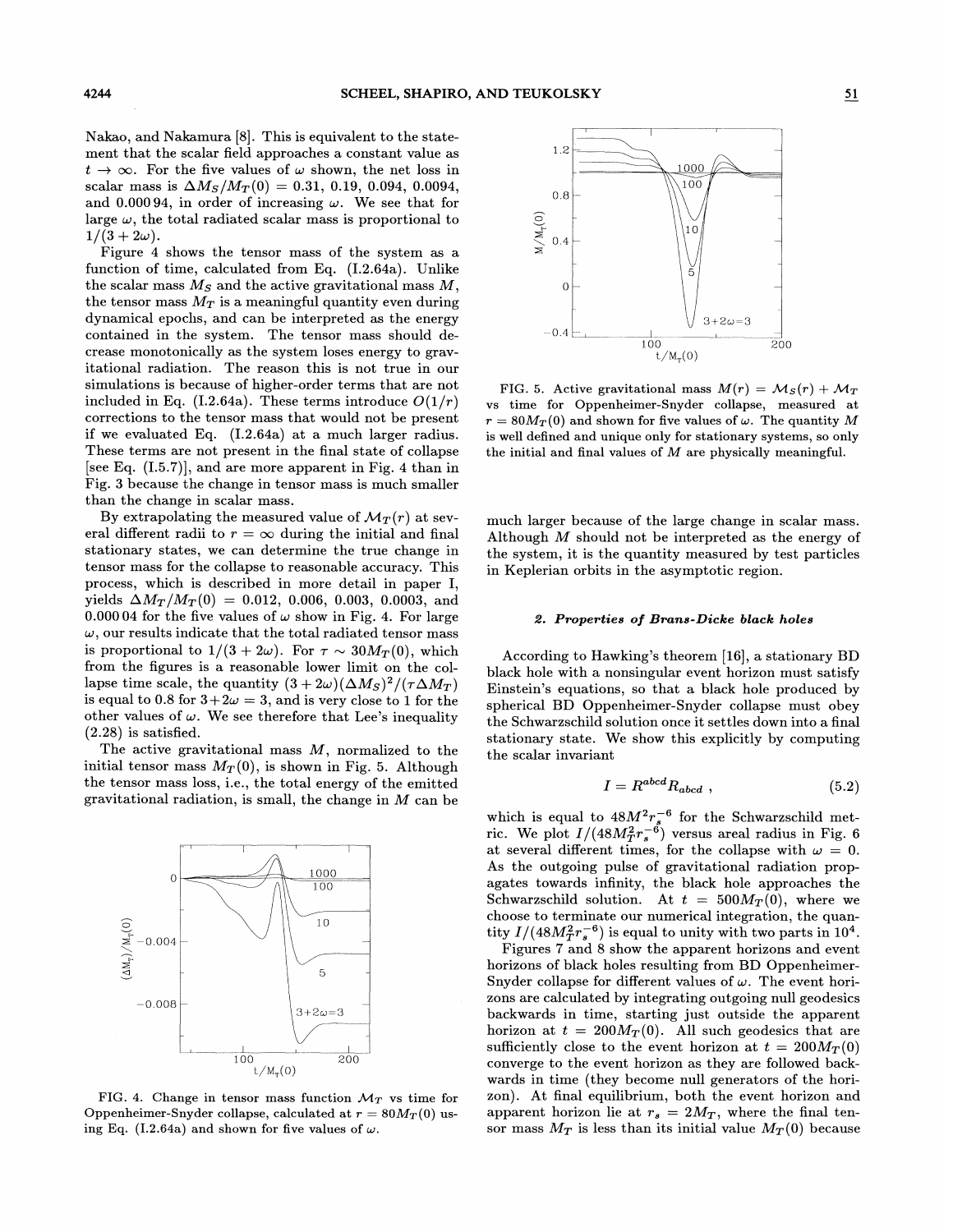Nakao, and Nakamura [8]. This is equivalent to the statement that the scalar field approaches a constant value as $t \to \infty$. For the five values of $\omega$ shown, the net loss in scalar mass is $\Delta M_S/M_T(0) = 0.31$, 0.19, 0.094, 0.0094, and 0.000 94, in order of increasing $\omega$. We see that for large $\omega$, the total radiated scalar mass is proportional to $1/(3+2\omega)$.

Figure 4 shows the tensor mass of the system as a function of time, calculated from Eq. (I.2.64a). Unlike the scalar mass $M_S$ and the active gravitational mass $M$, the tensor mass $M_T$ is a meaningful quantity even during dynamical epochs, and can be interpreted as the energy contained in the system. The tensor mass should decrease monotonically as the system loses energy to gravitational radiation. The reason this is not true in our simulations is because of higher-order terms that are not included in Eq. (I.2.64a). These terms introduce $O(1/r)$ corrections to the tensor mass that would not be present if we evaluated Eq. (I.2.64a) at a much larger radius. These terms are not present in the final state of collapse [see Eq. (I.5.7)], and are more apparent in Fig. 4 than in Fig. 3 because the change in tensor mass is much smaller than the change in scalar mass.

By extrapolating the measured value of $\mathcal{M}_T(r)$ at several different radii to $r = \infty$ during the initial and final stationary states, we can determine the true change in tensor mass for the collapse to reasonable accuracy. This process, which is described in more detail in paper I, yields $\Delta M_T/M_T(0) = 0.012$, 0.006, 0.003, 0.0003, and 0.000 04 for the five values of $\omega$ show in Fig. 4. For large $\omega$, our results indicate that the total radiated tensor mass is proportional to $1/(3+2\omega)$. For $\tau \sim 30M_T(0)$, which from the figures is a reasonable lower limit on the collapse time scale, the quantity $(3+2\omega)(\Delta M_S)^2/(\tau \Delta M_T)$ is equal to 0.8 for $3+2\omega = 3$, and is very close to 1 for the other values of $\omega$. We see therefore that Lee's inequality (2.28) is satisfied.

The active gravitational mass $M$, normalized to the initial tensor mass $M_T(0)$, is shown in Fig. 5. Although the tensor mass loss, i.e., the total energy of the emitted gravitational radiation, is small, the change in $M$ can be much larger because of the large change in scalar mass. Although $M$ should not be interpreted as the energy of the system, it is the quantity measured by test particles in Keplerian orbits in the asymptotic region.

FIG. 4. Change in tensor mass function $\mathcal{M}_T$ vs time for Oppenheimer-Snyder collapse, calculated at $r = 80M_T(0)$ using Eq. (I.2.64a) and shown for five values of $\omega$.

FIG. 5. Active gravitational mass $M(r) = \mathcal{M}_S(r) + \mathcal{M}_T$ vs time for Oppenheimer-Snyder collapse, measured at $r = 80M_T(0)$ and shown for five values of $\omega$. The quantity $M$ is well defined and unique only for stationary systems, so only the initial and final values of $M$ are physically meaningful.

### 2. Properties of Brans-Dicke black holes

According to Hawking's theorem [16], a stationary BD black hole with a nonsingular event horizon must satisfy Einstein's equations, so that a black hole produced by spherical BD Oppenheimer-Snyder collapse must obey the Schwarzschild solution once it settles down into a final stationary state. We show this explicitly by computing the scalar invariant

$$I = R^{abcd}R_{abcd} , \tag{5.2}$$

which is equal to $48M^2 r_s^{-6}$ for the Schwarzschild metric. We plot $I/(48M_T^2 r_s^{-6})$ versus areal radius in Fig. 6 at several different times, for the collapse with $\omega = 0$. As the outgoing pulse of gravitational radiation propagates towards infinity, the black hole approaches the Schwarzschild solution. At $t = 500M_T(0)$, where we choose to terminate our numerical integration, the quantity $I/(48M_T^2 r_s^{-6})$ is equal to unity with two parts in $10^4$.

Figures 7 and 8 show the apparent horizons and event horizons of black holes resulting from BD Oppenheimer-Snyder collapse for different values of $\omega$. The event horizons are calculated by integrating outgoing null geodesics backwards in time, starting just outside the apparent horizon at $t = 200M_T(0)$. All such geodesics that are sufficiently close to the event horizon at $t = 200M_T(0)$ converge to the event horizon as they are followed backwards in time (they become null generators of the horizon). At final equilibrium, both the event horizon and apparent horizon lie at $r_s = 2M_T$, where the final tensor mass $M_T$ is less than its initial value $M_T(0)$ because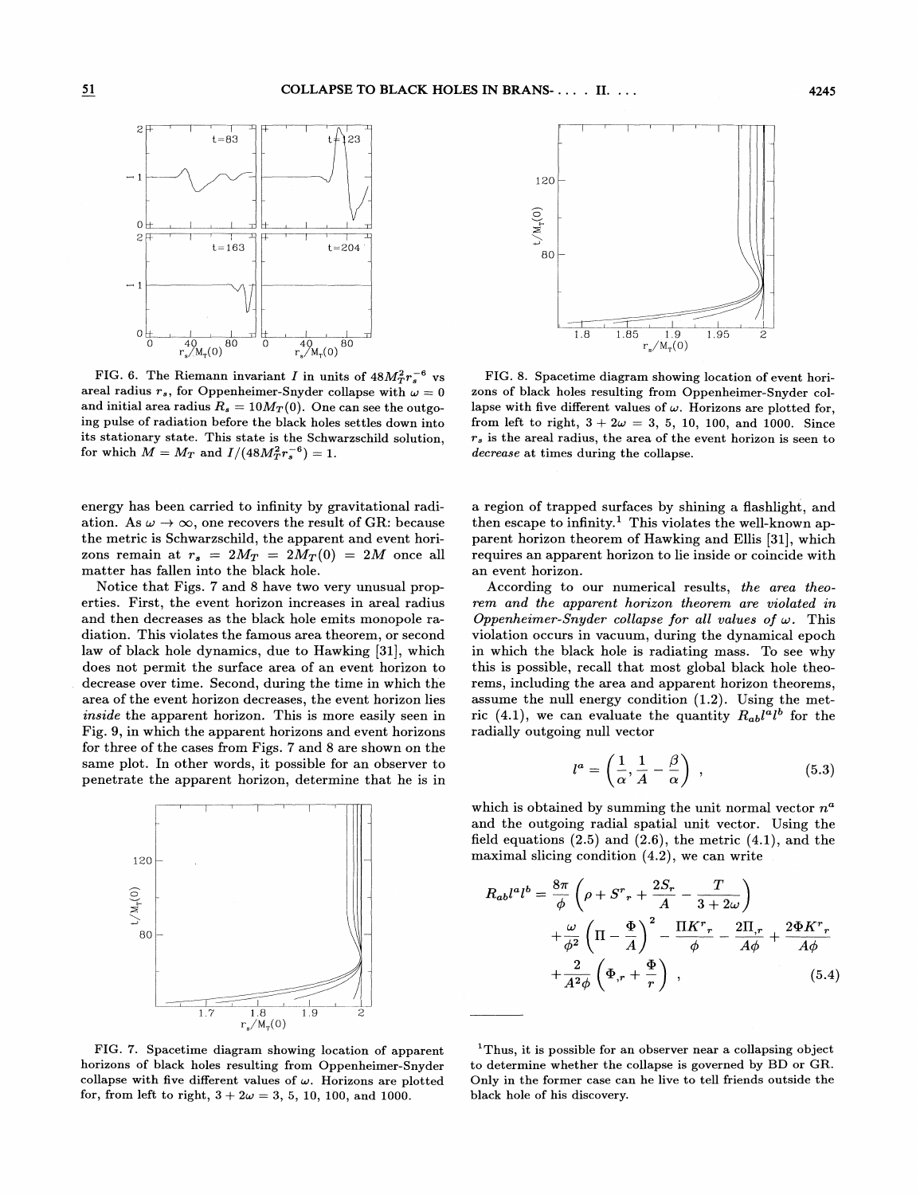FIG. 6. The Riemann invariant $I$ in units of $48M_T^2 r_s^{-6}$ vs areal radius $r_s$, for Oppenheimer-Snyder collapse with $\omega = 0$ and initial area radius $R_s = 10M_T(0)$. One can see the outgoing pulse of radiation before the black holes settles down into its stationary state. This state is the Schwarzschild solution, for which $M = M_T$ and $I/(48M_T^2 r_s^{-6}) = 1$.

FIG. 8. Spacetime diagram showing location of event horizons of black holes resulting from Oppenheimer-Snyder collapse with five different values of $\omega$. Horizons are plotted for, from left to right, $3 + 2\omega = 3$, 5, 10, 100, and 1000. Since $r_s$ is the areal radius, the area of the event horizon is seen to *decrease* at times during the collapse.

energy has been carried to infinity by gravitational radiation. As $\omega \to \infty$, one recovers the result of GR: because the metric is Schwarzschild, the apparent and event horizons remain at $r_s = 2M_T = 2M_T(0) = 2M$ once all matter has fallen into the black hole.

Notice that Figs. 7 and 8 have two very unusual properties. First, the event horizon increases in areal radius and then decreases as the black hole emits monopole radiation. This violates the famous area theorem, or second law of black hole dynamics, due to Hawking [31], which does not permit the surface area of an event horizon to decrease over time. Second, during the time in which the area of the event horizon decreases, the event horizon lies *inside* the apparent horizon. This is more easily seen in Fig. 9, in which the apparent horizons and event horizons for three of the cases from Figs. 7 and 8 are shown on the same plot. In other words, it possible for an observer to penetrate the apparent horizon, determine that he is in a region of trapped surfaces by shining a flashlight, and then escape to infinity.[1] This violates the well-known apparent horizon theorem of Hawking and Ellis [31], which requires an apparent horizon to lie inside or coincide with an event horizon.

According to our numerical results, *the area theorem and the apparent horizon theorem are violated in Oppenheimer-Snyder collapse for all values of* $\omega$. This violation occurs in vacuum, during the dynamical epoch in which the black hole is radiating mass. To see why this is possible, recall that most global black hole theorems, including the area and apparent horizon theorems, assume the null energy condition (1.2). Using the metric (4.1), we can evaluate the quantity $R_{ab}l^a l^b$ for the radially outgoing null vector

$$l^a = \left(\frac{1}{\alpha}, \frac{1}{A} - \frac{\beta}{\alpha}\right) , \tag{5.3}$$

which is obtained by summing the unit normal vector $n^a$ and the outgoing radial spatial unit vector. Using the field equations (2.5) and (2.6), the metric (4.1), and the maximal slicing condition (4.2), we can write

$$\begin{aligned} R_{ab}l^a l^b = {} & \frac{8\pi}{\phi}\left(\rho + S^r{}_r + \frac{2S_r}{A} - \frac{T}{3+2\omega}\right) \\ & + \frac{\omega}{\phi^2}\left(\Pi - \frac{\Phi}{A}\right)^2 - \frac{\Pi K^r{}_r}{\phi} - \frac{2\Pi_{,r}}{A\phi} + \frac{2\Phi K^r{}_r}{A\phi} \\ & + \frac{2}{A^2\phi}\left(\Phi_{,r} + \frac{\Phi}{r}\right) , \end{aligned} \tag{5.4}$$

FIG. 7. Spacetime diagram showing location of apparent horizons of black holes resulting from Oppenheimer-Snyder collapse with five different values of $\omega$. Horizons are plotted for, from left to right, $3 + 2\omega = 3$, 5, 10, 100, and 1000.

[1] Thus, it is possible for an observer near a collapsing object to determine whether the collapse is governed by BD or GR. Only in the former case can he live to tell friends outside the black hole of his discovery.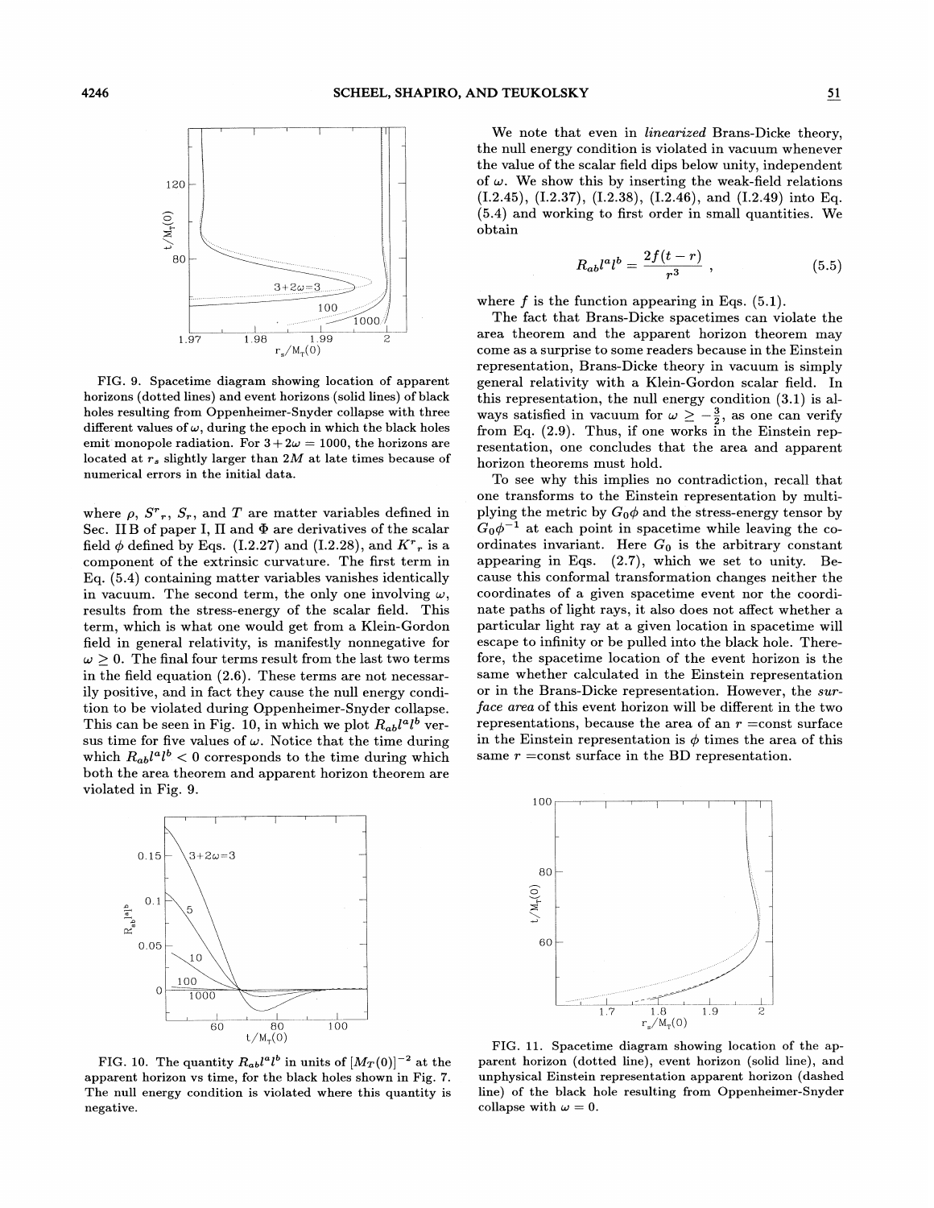FIG. 9. Spacetime diagram showing location of apparent horizons (dotted lines) and event horizons (solid lines) of black holes resulting from Oppenheimer-Snyder collapse with three different values of $\omega$, during the epoch in which the black holes emit monopole radiation. For $3+2\omega = 1000$, the horizons are located at $r_s$ slightly larger than $2M$ at late times because of numerical errors in the initial data.

where $\rho$, $S^r{}_r$, $S_r$, and $T$ are matter variables defined in Sec. II B of paper I, $\Pi$ and $\Phi$ are derivatives of the scalar field $\phi$ defined by Eqs. (I.2.27) and (I.2.28), and $K^r{}_r$ is a component of the extrinsic curvature. The first term in Eq. (5.4) containing matter variables vanishes identically in vacuum. The second term, the only one involving $\omega$, results from the stress-energy of the scalar field. This term, which is what one would get from a Klein-Gordon field in general relativity, is manifestly nonnegative for $\omega \geq 0$. The final four terms result from the last two terms in the field equation (2.6). These terms are not necessarily positive, and in fact they cause the null energy condition to be violated during Oppenheimer-Snyder collapse. This can be seen in Fig. 10, in which we plot $R_{ab}l^a l^b$ versus time for five values of $\omega$. Notice that the time during which $R_{ab}l^a l^b < 0$ corresponds to the time during which both the area theorem and apparent horizon theorem are violated in Fig. 9.

FIG. 10. The quantity $R_{ab}l^a l^b$ in units of $[M_T(0)]^{-2}$ at the apparent horizon vs time, for the black holes shown in Fig. 7. The null energy condition is violated where this quantity is negative.

We note that even in *linearized* Brans-Dicke theory, the null energy condition is violated in vacuum whenever the value of the scalar field dips below unity, independent of $\omega$. We show this by inserting the weak-field relations (I.2.45), (I.2.37), (I.2.38), (I.2.46), and (I.2.49) into Eq. (5.4) and working to first order in small quantities. We obtain

$$R_{ab}l^a l^b = \frac{2f(t-r)}{r^3} , \qquad (5.5)$$

where $f$ is the function appearing in Eqs. (5.1).

The fact that Brans-Dicke spacetimes can violate the area theorem and the apparent horizon theorem may come as a surprise to some readers because in the Einstein representation, Brans-Dicke theory in vacuum is simply general relativity with a Klein-Gordon scalar field. In this representation, the null energy condition (3.1) is always satisfied in vacuum for $\omega \geq -\frac{3}{2}$, as one can verify from Eq. (2.9). Thus, if one works in the Einstein representation, one concludes that the area and apparent horizon theorems must hold.

To see why this implies no contradiction, recall that one transforms to the Einstein representation by multiplying the metric by $G_0\phi$ and the stress-energy tensor by $G_0\phi^{-1}$ at each point in spacetime while leaving the coordinates invariant. Here $G_0$ is the arbitrary constant appearing in Eqs. (2.7), which we set to unity. Because this conformal transformation changes neither the coordinates of a given spacetime event nor the coordinate paths of light rays, it also does not affect whether a particular light ray at a given location in spacetime will escape to infinity or be pulled into the black hole. Therefore, the spacetime location of the event horizon is the same whether calculated in the Einstein representation or in the Brans-Dicke representation. However, the *surface area* of this event horizon will be different in the two representations, because the area of an $r$ =const surface in the Einstein representation is $\phi$ times the area of this same $r$ =const surface in the BD representation.

FIG. 11. Spacetime diagram showing location of the apparent horizon (dotted line), event horizon (solid line), and unphysical Einstein representation apparent horizon (dashed line) of the black hole resulting from Oppenheimer-Snyder collapse with $\omega = 0$.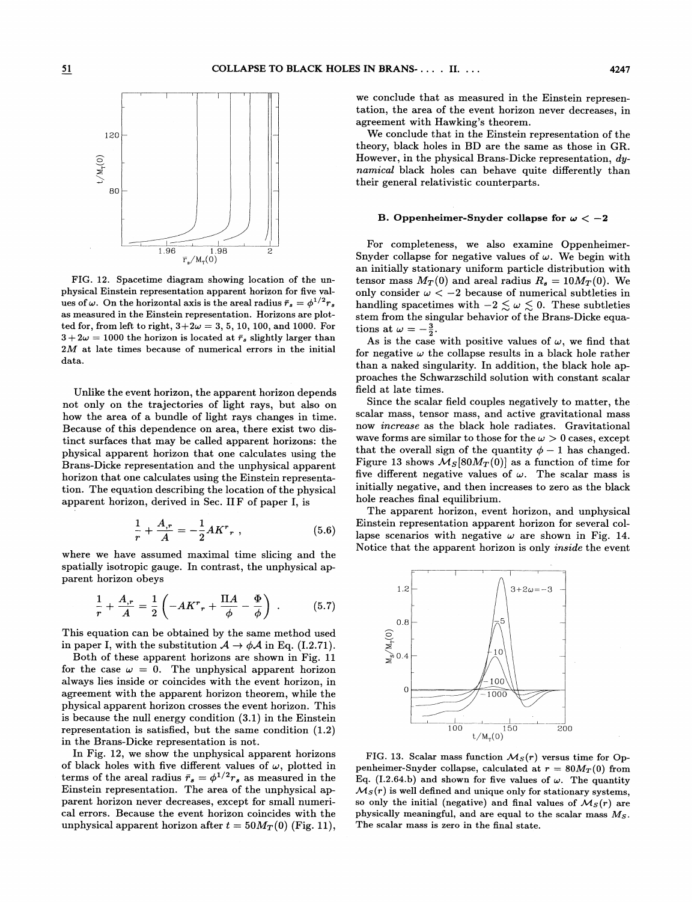FIG. 12. Spacetime diagram showing location of the unphysical Einstein representation apparent horizon for five values of $\omega$. On the horizontal axis is the areal radius $\bar{r}_s = \phi^{1/2} r_s$ as measured in the Einstein representation. Horizons are plotted for, from left to right, $3+2\omega = 3$, 5, 10, 100, and 1000. For $3+2\omega = 1000$ the horizon is located at $\bar{r}_s$ slightly larger than $2M$ at late times because of numerical errors in the initial data.

Unlike the event horizon, the apparent horizon depends not only on the trajectories of light rays, but also on how the area of a bundle of light rays changes in time. Because of this dependence on area, there exist two distinct surfaces that may be called apparent horizons: the physical apparent horizon that one calculates using the Brans-Dicke representation and the unphysical apparent horizon that one calculates using the Einstein representation. The equation describing the location of the physical apparent horizon, derived in Sec. II F of paper I, is

$$\frac{1}{r} + \frac{A_{,r}}{A} = -\frac{1}{2} A K^r{}_r \, , \tag{5.6}$$

where we have assumed maximal time slicing and the spatially isotropic gauge. In contrast, the unphysical apparent horizon obeys

$$\frac{1}{r} + \frac{A_{,r}}{A} = \frac{1}{2}\left(-AK^r{}_r + \frac{\Pi A}{\phi} - \frac{\Phi}{\phi}\right) . \tag{5.7}$$

This equation can be obtained by the same method used in paper I, with the substitution $\mathcal{A} \to \phi\mathcal{A}$ in Eq. (I.2.71).

Both of these apparent horizons are shown in Fig. 11 for the case $\omega = 0$. The unphysical apparent horizon always lies inside or coincides with the event horizon, in agreement with the apparent horizon theorem, while the physical apparent horizon crosses the event horizon. This is because the null energy condition (3.1) in the Einstein representation is satisfied, but the same condition (1.2) in the Brans-Dicke representation is not.

In Fig. 12, we show the unphysical apparent horizons of black holes with five different values of $\omega$, plotted in terms of the areal radius $\bar{r}_s = \phi^{1/2} r_s$ as measured in the Einstein representation. The area of the unphysical apparent horizon never decreases, except for small numerical errors. Because the event horizon coincides with the unphysical apparent horizon after $t = 50 M_T(0)$ (Fig. 11), we conclude that as measured in the Einstein representation, the area of the event horizon never decreases, in agreement with Hawking's theorem.

We conclude that in the Einstein representation of the theory, black holes in BD are the same as those in GR. However, in the physical Brans-Dicke representation, *dynamical* black holes can behave quite differently than their general relativistic counterparts.

### B. Oppenheimer-Snyder collapse for $\omega < -2$

For completeness, we also examine Oppenheimer-Snyder collapse for negative values of $\omega$. We begin with an initially stationary uniform particle distribution with tensor mass $M_T(0)$ and areal radius $R_s = 10 M_T(0)$. We only consider $\omega < -2$ because of numerical subtleties in handling spacetimes with $-2 \lesssim \omega \lesssim 0$. These subtleties stem from the singular behavior of the Brans-Dicke equations at $\omega = -\frac{3}{2}$.

As is the case with positive values of $\omega$, we find that for negative $\omega$ the collapse results in a black hole rather than a naked singularity. In addition, the black hole approaches the Schwarzschild solution with constant scalar field at late times.

Since the scalar field couples negatively to matter, the scalar mass, tensor mass, and active gravitational mass now *increase* as the black hole radiates. Gravitational wave forms are similar to those for the $\omega > 0$ cases, except that the overall sign of the quantity $\phi - 1$ has changed. Figure 13 shows $\mathcal{M}_S[80 M_T(0)]$ as a function of time for five different negative values of $\omega$. The scalar mass is initially negative, and then increases to zero as the black hole reaches final equilibrium.

The apparent horizon, event horizon, and unphysical Einstein representation apparent horizon for several collapse scenarios with negative $\omega$ are shown in Fig. 14. Notice that the apparent horizon is only *inside* the event

FIG. 13. Scalar mass function $\mathcal{M}_S(r)$ versus time for Oppenheimer-Snyder collapse, calculated at $r = 80 M_T(0)$ from Eq. (I.2.64.b) and shown for five values of $\omega$. The quantity $\mathcal{M}_S(r)$ is well defined and unique only for stationary systems, so only the initial (negative) and final values of $\mathcal{M}_S(r)$ are physically meaningful, and are equal to the scalar mass $M_S$. The scalar mass is zero in the final state.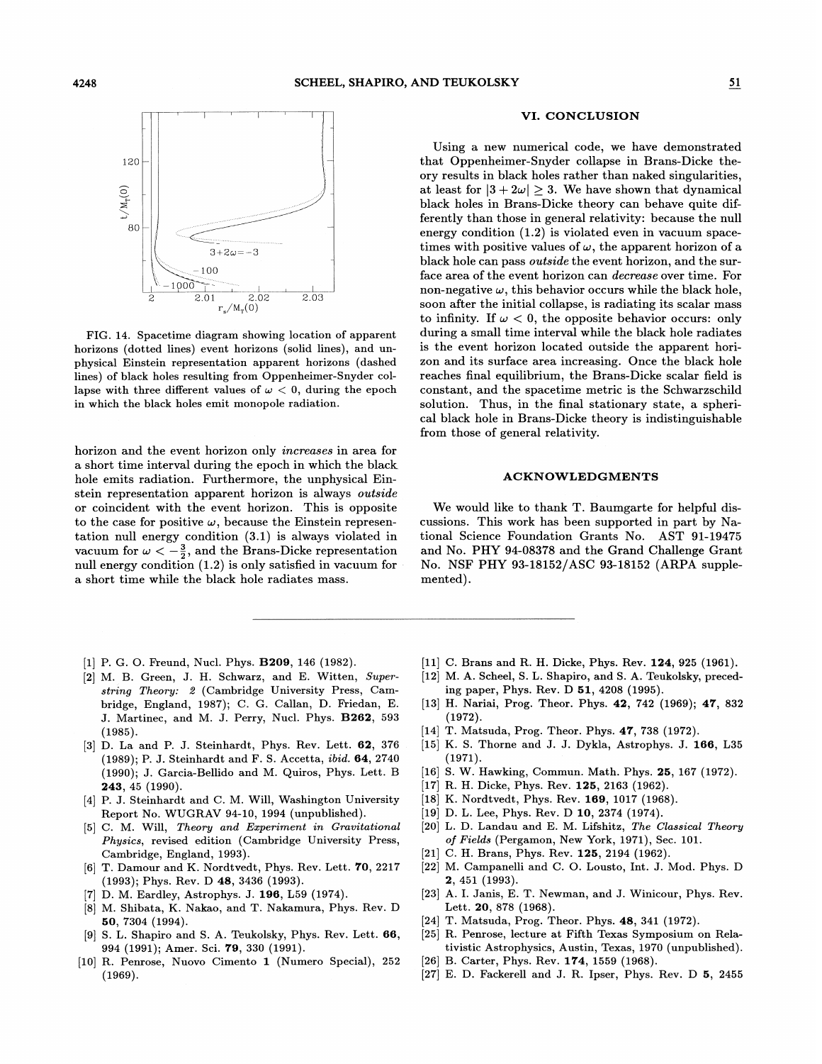FIG. 14. Spacetime diagram showing location of apparent horizons (dotted lines) event horizons (solid lines), and unphysical Einstein representation apparent horizons (dashed lines) of black holes resulting from Oppenheimer-Snyder collapse with three different values of $\omega < 0$, during the epoch in which the black holes emit monopole radiation.

horizon and the event horizon only *increases* in area for a short time interval during the epoch in which the black hole emits radiation. Furthermore, the unphysical Einstein representation apparent horizon is always *outside* or coincident with the event horizon. This is opposite to the case for positive $\omega$, because the Einstein representation null energy condition (3.1) is always violated in vacuum for $\omega < -\frac{3}{2}$, and the Brans-Dicke representation null energy condition (1.2) is only satisfied in vacuum for a short time while the black hole radiates mass.

## VI. CONCLUSION

Using a new numerical code, we have demonstrated that Oppenheimer-Snyder collapse in Brans-Dicke theory results in black holes rather than naked singularities, at least for $|3 + 2\omega| \geq 3$. We have shown that dynamical black holes in Brans-Dicke theory can behave quite differently than those in general relativity: because the null energy condition (1.2) is violated even in vacuum spacetimes with positive values of $\omega$, the apparent horizon of a black hole can pass *outside* the event horizon, and the surface area of the event horizon can *decrease* over time. For non-negative $\omega$, this behavior occurs while the black hole, soon after the initial collapse, is radiating its scalar mass to infinity. If $\omega < 0$, the opposite behavior occurs: only during a small time interval while the black hole radiates is the event horizon located outside the apparent horizon and its surface area increasing. Once the black hole reaches final equilibrium, the Brans-Dicke scalar field is constant, and the spacetime metric is the Schwarzschild solution. Thus, in the final stationary state, a spherical black hole in Brans-Dicke theory is indistinguishable from those of general relativity.

## ACKNOWLEDGMENTS

We would like to thank T. Baumgarte for helpful discussions. This work has been supported in part by National Science Foundation Grants No. AST 91-19475 and No. PHY 94-08378 and the Grand Challenge Grant No. NSF PHY 93-18152/ASC 93-18152 (ARPA supplemented).

---

[1] P. G. O. Freund, Nucl. Phys. **B209**, 146 (1982).

[2] M. B. Green, J. H. Schwarz, and E. Witten, *Superstring Theory: 2* (Cambridge University Press, Cambridge, England, 1987); C. G. Callan, D. Friedan, E. J. Martinec, and M. J. Perry, Nucl. Phys. **B262**, 593 (1985).

[3] D. La and P. J. Steinhardt, Phys. Rev. Lett. **62**, 376 (1989); P. J. Steinhardt and F. S. Accetta, *ibid.* **64**, 2740 (1990); J. Garcia-Bellido and M. Quiros, Phys. Lett. B **243**, 45 (1990).

[4] P. J. Steinhardt and C. M. Will, Washington University Report No. WUGRAV 94-10, 1994 (unpublished).

[5] C. M. Will, *Theory and Experiment in Gravitational Physics*, revised edition (Cambridge University Press, Cambridge, England, 1993).

[6] T. Damour and K. Nordtvedt, Phys. Rev. Lett. **70**, 2217 (1993); Phys. Rev. D **48**, 3436 (1993).

[7] D. M. Eardley, Astrophys. J. **196**, L59 (1974).

[8] M. Shibata, K. Nakao, and T. Nakamura, Phys. Rev. D **50**, 7304 (1994).

[9] S. L. Shapiro and S. A. Teukolsky, Phys. Rev. Lett. **66**, 994 (1991); Amer. Sci. **79**, 330 (1991).

[10] R. Penrose, Nuovo Cimento **1** (Numero Special), 252 (1969).

[11] C. Brans and R. H. Dicke, Phys. Rev. **124**, 925 (1961).

[12] M. A. Scheel, S. L. Shapiro, and S. A. Teukolsky, preceding paper, Phys. Rev. D **51**, 4208 (1995).

[13] H. Nariai, Prog. Theor. Phys. **42**, 742 (1969); **47**, 832 (1972).

[14] T. Matsuda, Prog. Theor. Phys. **47**, 738 (1972).

[15] K. S. Thorne and J. J. Dykla, Astrophys. J. **166**, L35 (1971).

[16] S. W. Hawking, Commun. Math. Phys. **25**, 167 (1972).

[17] R. H. Dicke, Phys. Rev. **125**, 2163 (1962).

[18] K. Nordtvedt, Phys. Rev. **169**, 1017 (1968).

[19] D. L. Lee, Phys. Rev. D **10**, 2374 (1974).

[20] L. D. Landau and E. M. Lifshitz, *The Classical Theory of Fields* (Pergamon, New York, 1971), Sec. 101.

[21] C. H. Brans, Phys. Rev. **125**, 2194 (1962).

[22] M. Campanelli and C. O. Lousto, Int. J. Mod. Phys. D **2**, 451 (1993).

[23] A. I. Janis, E. T. Newman, and J. Winicour, Phys. Rev. Lett. **20**, 878 (1968).

[24] T. Matsuda, Prog. Theor. Phys. **48**, 341 (1972).

[25] R. Penrose, lecture at Fifth Texas Symposium on Relativistic Astrophysics, Austin, Texas, 1970 (unpublished).

[26] B. Carter, Phys. Rev. **174**, 1559 (1968).

[27] E. D. Fackerell and J. R. Ipser, Phys. Rev. D **5**, 2455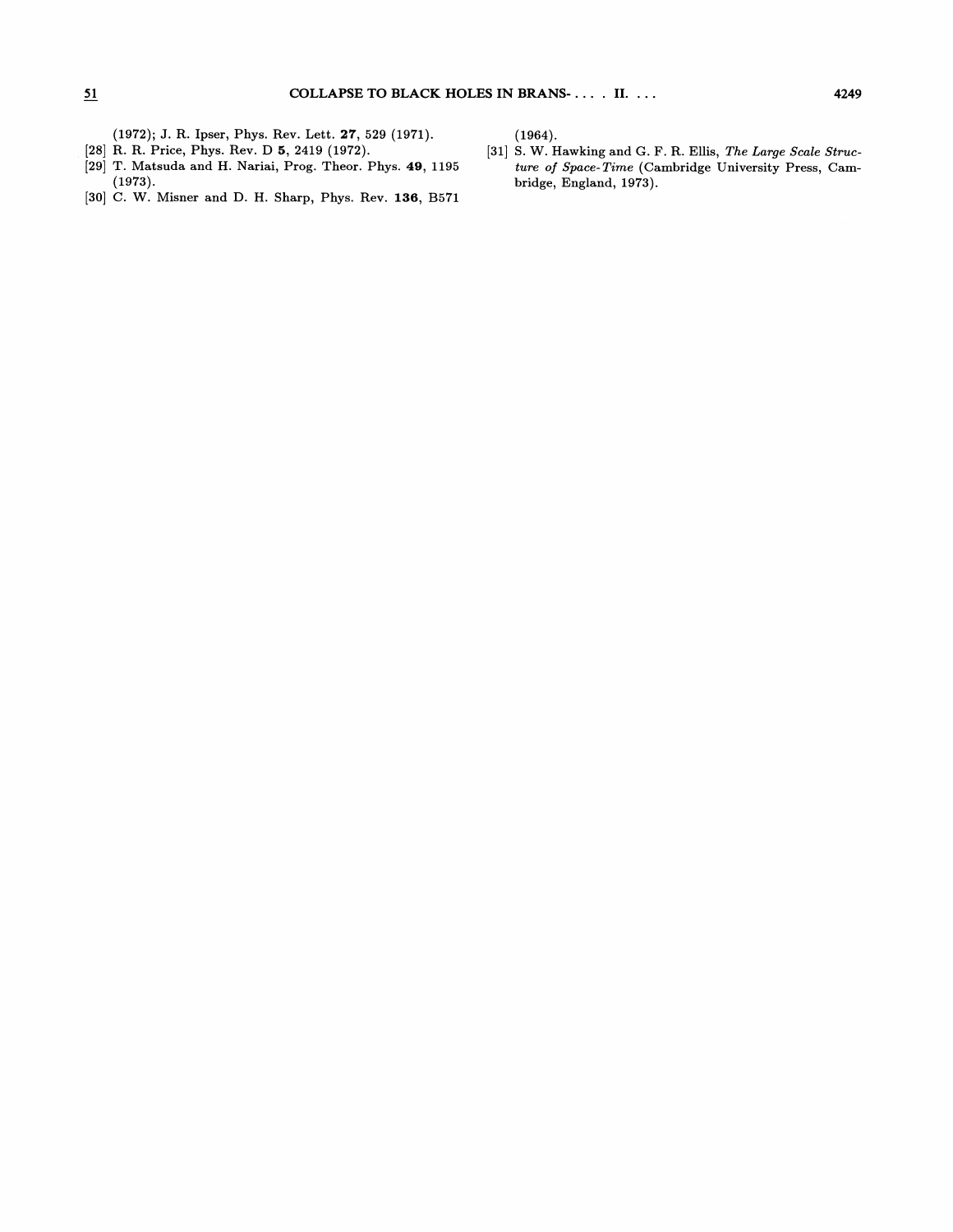(1972); J. R. Ipser, Phys. Rev. Lett. **27**, 529 (1971).

[28] R. R. Price, Phys. Rev. D **5**, 2419 (1972).

[29] T. Matsuda and H. Nariai, Prog. Theor. Phys. **49**, 1195 (1973).

[30] C. W. Misner and D. H. Sharp, Phys. Rev. **136**, B571 (1964).

[31] S. W. Hawking and G. F. R. Ellis, *The Large Scale Structure of Space-Time* (Cambridge University Press, Cambridge, England, 1973).